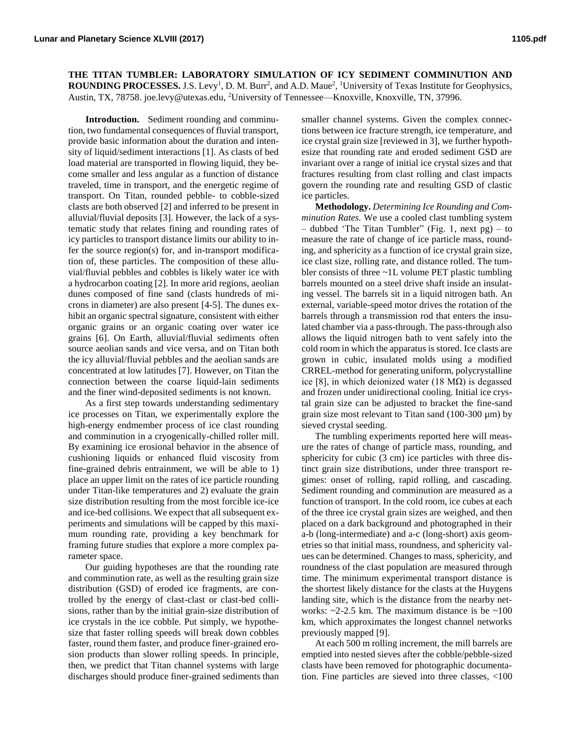# THE TITAN TUMBLER: LABORATORY SIMULATION OF ICY SEDIMENT COMMINUTION AND ROUNDING PROCESSES.

J.S. Levy[1], D. M. Burr[2], and A.D. Maue[2], [1]University of Texas Institute for Geophysics, Austin, TX, 78758. joe.levy@utexas.edu, [2]University of Tennessee—Knoxville, Knoxville, TN, 37996.

**Introduction.** Sediment rounding and comminution, two fundamental consequences of fluvial transport, provide basic information about the duration and intensity of liquid/sediment interactions [1]. As clasts of bed load material are transported in flowing liquid, they become smaller and less angular as a function of distance traveled, time in transport, and the energetic regime of transport. On Titan, rounded pebble- to cobble-sized clasts are both observed [2] and inferred to be present in alluvial/fluvial deposits [3]. However, the lack of a systematic study that relates fining and rounding rates of icy particles to transport distance limits our ability to infer the source region(s) for, and in-transport modification of, these particles. The composition of these alluvial/fluvial pebbles and cobbles is likely water ice with a hydrocarbon coating [2]. In more arid regions, aeolian dunes composed of fine sand (clasts hundreds of microns in diameter) are also present [4-5]. The dunes exhibit an organic spectral signature, consistent with either organic grains or an organic coating over water ice grains [6]. On Earth, alluvial/fluvial sediments often source aeolian sands and vice versa, and on Titan both the icy alluvial/fluvial pebbles and the aeolian sands are concentrated at low latitudes [7]. However, on Titan the connection between the coarse liquid-lain sediments and the finer wind-deposited sediments is not known.

As a first step towards understanding sedimentary ice processes on Titan, we experimentally explore the high-energy endmember process of ice clast rounding and comminution in a cryogenically-chilled roller mill. By examining ice erosional behavior in the absence of cushioning liquids or enhanced fluid viscosity from fine-grained debris entrainment, we will be able to 1) place an upper limit on the rates of ice particle rounding under Titan-like temperatures and 2) evaluate the grain size distribution resulting from the most forcible ice-ice and ice-bed collisions. We expect that all subsequent experiments and simulations will be capped by this maximum rounding rate, providing a key benchmark for framing future studies that explore a more complex parameter space.

Our guiding hypotheses are that the rounding rate and comminution rate, as well as the resulting grain size distribution (GSD) of eroded ice fragments, are controlled by the energy of clast-clast or clast-bed collisions, rather than by the initial grain-size distribution of ice crystals in the ice cobble. Put simply, we hypothesize that faster rolling speeds will break down cobbles faster, round them faster, and produce finer-grained erosion products than slower rolling speeds. In principle, then, we predict that Titan channel systems with large discharges should produce finer-grained sediments than smaller channel systems. Given the complex connections between ice fracture strength, ice temperature, and ice crystal grain size [reviewed in 3], we further hypothesize that rounding rate and eroded sediment GSD are invariant over a range of initial ice crystal sizes and that fractures resulting from clast rolling and clast impacts govern the rounding rate and resulting GSD of clastic ice particles.

**Methodology.** *Determining Ice Rounding and Comminution Rates.* We use a cooled clast tumbling system – dubbed 'The Titan Tumbler" (Fig. 1, next pg) – to measure the rate of change of ice particle mass, rounding, and sphericity as a function of ice crystal grain size, ice clast size, rolling rate, and distance rolled. The tumbler consists of three ~1L volume PET plastic tumbling barrels mounted on a steel drive shaft inside an insulating vessel. The barrels sit in a liquid nitrogen bath. An external, variable-speed motor drives the rotation of the barrels through a transmission rod that enters the insulated chamber via a pass-through. The pass-through also allows the liquid nitrogen bath to vent safely into the cold room in which the apparatus is stored. Ice clasts are grown in cubic, insulated molds using a modified CRREL-method for generating uniform, polycrystalline ice [8], in which deionized water (18 MΩ) is degassed and frozen under unidirectional cooling. Initial ice crystal grain size can be adjusted to bracket the fine-sand grain size most relevant to Titan sand (100-300 µm) by sieved crystal seeding.

The tumbling experiments reported here will measure the rates of change of particle mass, rounding, and sphericity for cubic (3 cm) ice particles with three distinct grain size distributions, under three transport regimes: onset of rolling, rapid rolling, and cascading. Sediment rounding and comminution are measured as a function of transport. In the cold room, ice cubes at each of the three ice crystal grain sizes are weighed, and then placed on a dark background and photographed in their a-b (long-intermediate) and a-c (long-short) axis geometries so that initial mass, roundness, and sphericity values can be determined. Changes to mass, sphericity, and roundness of the clast population are measured through time. The minimum experimental transport distance is the shortest likely distance for the clasts at the Huygens landing site, which is the distance from the nearby networks: ~2-2.5 km. The maximum distance is be ~100 km, which approximates the longest channel networks previously mapped [9].

At each 500 m rolling increment, the mill barrels are emptied into nested sieves after the cobble/pebble-sized clasts have been removed for photographic documentation. Fine particles are sieved into three classes, <100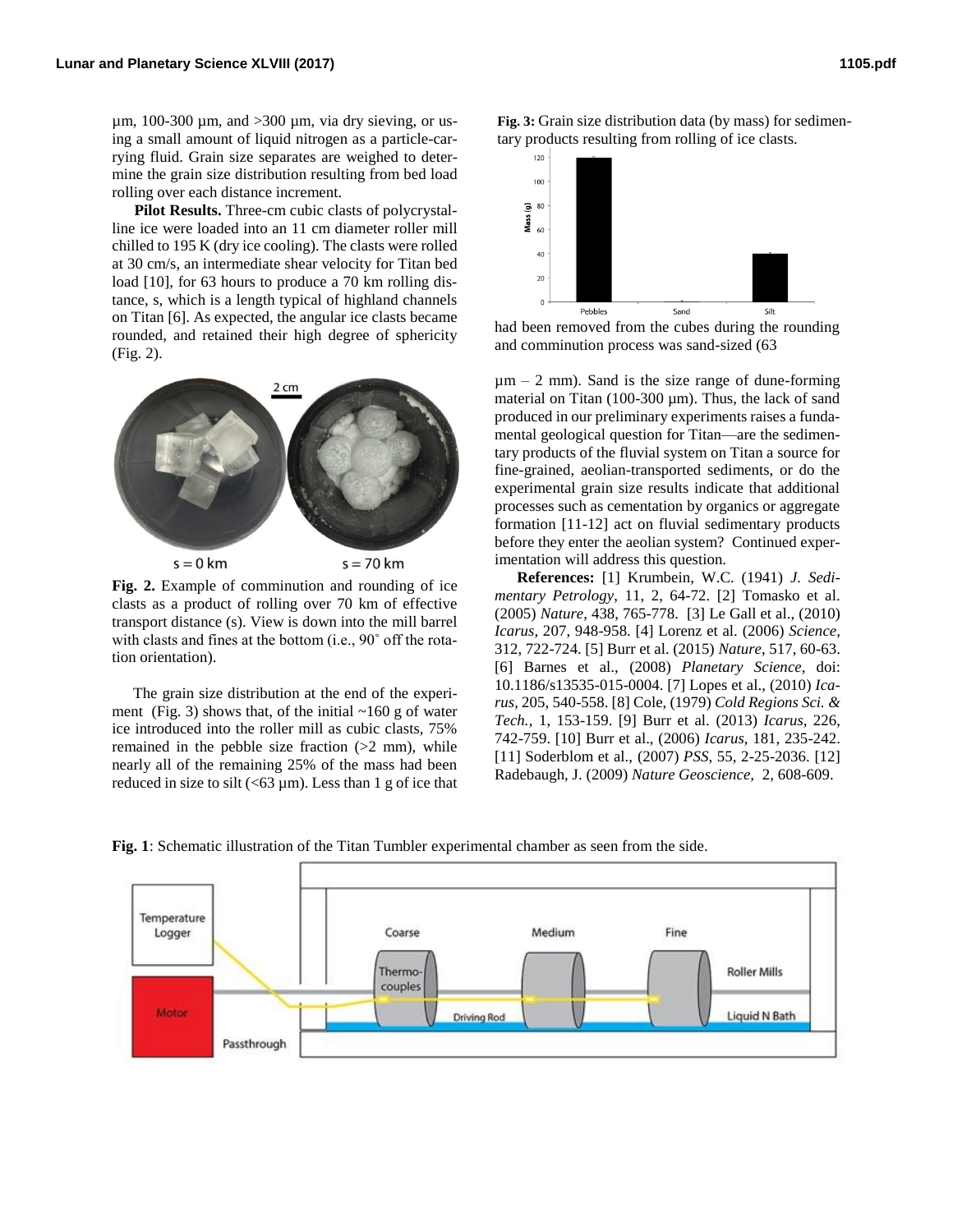µm, 100-300 µm, and >300 µm, via dry sieving, or using a small amount of liquid nitrogen as a particle-carrying fluid. Grain size separates are weighed to determine the grain size distribution resulting from bed load rolling over each distance increment.

**Pilot Results.** Three-cm cubic clasts of polycrystalline ice were loaded into an 11 cm diameter roller mill chilled to 195 K (dry ice cooling). The clasts were rolled at 30 cm/s, an intermediate shear velocity for Titan bed load [10], for 63 hours to produce a 70 km rolling distance, s, which is a length typical of highland channels on Titan [6]. As expected, the angular ice clasts became rounded, and retained their high degree of sphericity (Fig. 2).

2 cm

s = 0 km

s = 70 km

**Fig. 2.** Example of comminution and rounding of ice clasts as a product of rolling over 70 km of effective transport distance (s). View is down into the mill barrel with clasts and fines at the bottom (i.e., 90˚ off the rotation orientation).

The grain size distribution at the end of the experiment (Fig. 3) shows that, of the initial ~160 g of water ice introduced into the roller mill as cubic clasts, 75% remained in the pebble size fraction (>2 mm), while nearly all of the remaining 25% of the mass had been reduced in size to silt (<63 µm). Less than 1 g of ice that had been removed from the cubes during the rounding and comminution process was sand-sized (63 µm – 2 mm). Sand is the size range of dune-forming material on Titan (100-300 µm). Thus, the lack of sand produced in our preliminary experiments raises a fundamental geological question for Titan—are the sedimentary products of the fluvial system on Titan a source for fine-grained, aeolian-transported sediments, or do the experimental grain size results indicate that additional processes such as cementation by organics or aggregate formation [11-12] act on fluvial sedimentary products before they enter the aeolian system? Continued experimentation will address this question.

**Fig. 3:** Grain size distribution data (by mass) for sedimentary products resulting from rolling of ice clasts.

Mass (g)

0
20
40
60
80
100
120

Pebbles
Sand
Silt

**References:** [1] Krumbein, W.C. (1941) *J. Sedimentary Petrology*, 11, 2, 64-72. [2] Tomasko et al. (2005) *Nature*, 438, 765-778. [3] Le Gall et al., (2010) *Icarus*, 207, 948-958. [4] Lorenz et al. (2006) *Science*, 312, 722-724. [5] Burr et al. (2015) *Nature*, 517, 60-63. [6] Barnes et al., (2008) *Planetary Science*, doi: 10.1186/s13535-015-0004. [7] Lopes et al., (2010) *Icarus*, 205, 540-558. [8] Cole, (1979) *Cold Regions Sci. & Tech.*, 1, 153-159. [9] Burr et al. (2013) *Icarus*, 226, 742-759. [10] Burr et al., (2006) *Icarus*, 181, 235-242. [11] Soderblom et al., (2007) *PSS*, 55, 2-25-2036. [12] Radebaugh, J. (2009) *Nature Geoscience*, 2, 608-609.

**Fig. 1**: Schematic illustration of the Titan Tumbler experimental chamber as seen from the side.

Temperature Logger

Motor

Passthrough

Coarse

Thermo-couples

Medium

Fine

Driving Rod

Roller Mills

Liquid N Bath